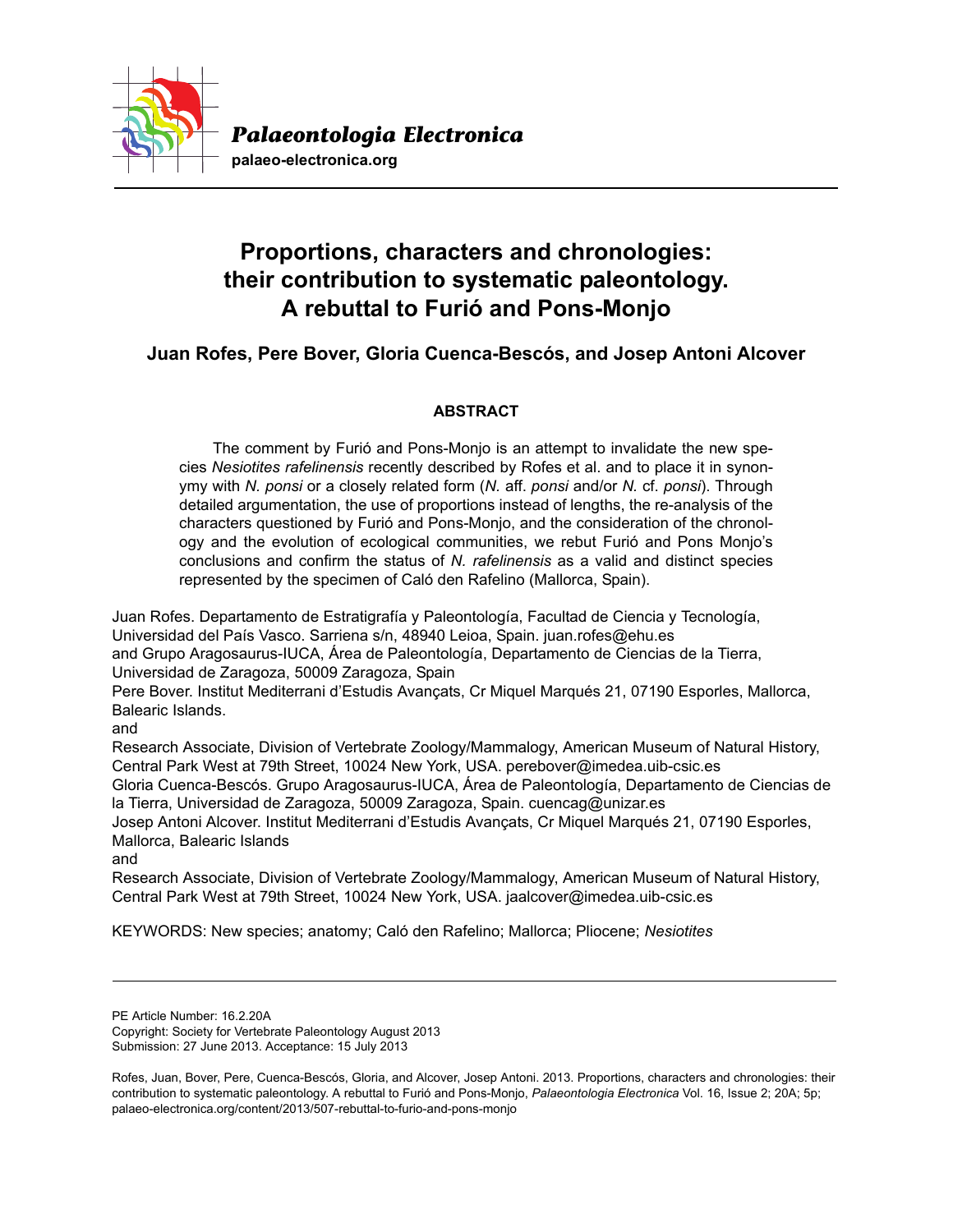# Proportions, characters and chronologies: their contribution to systematic paleontology. A rebuttal to Furió and Pons-Monjo

**Juan Rofes, Pere Bover, Gloria Cuenca-Bescós, and Josep Antoni Alcover**

## ABSTRACT

The comment by Furió and Pons-Monjo is an attempt to invalidate the new species *Nesiotites rafelinensis* recently described by Rofes et al. and to place it in synonymy with *N. ponsi* or a closely related form (*N.* aff. *ponsi* and/or *N.* cf. *ponsi*). Through detailed argumentation, the use of proportions instead of lengths, the re-analysis of the characters questioned by Furió and Pons-Monjo, and the consideration of the chronology and the evolution of ecological communities, we rebut Furió and Pons Monjo's conclusions and confirm the status of *N. rafelinensis* as a valid and distinct species represented by the specimen of Caló den Rafelino (Mallorca, Spain).

Juan Rofes. Departamento de Estratigrafía y Paleontología, Facultad de Ciencia y Tecnología, Universidad del País Vasco. Sarriena s/n, 48940 Leioa, Spain. juan.rofes@ehu.es
and Grupo Aragosaurus-IUCA, Área de Paleontología, Departamento de Ciencias de la Tierra, Universidad de Zaragoza, 50009 Zaragoza, Spain
Pere Bover. Institut Mediterrani d'Estudis Avançats, Cr Miquel Marqués 21, 07190 Esporles, Mallorca, Balearic Islands.
and
Research Associate, Division of Vertebrate Zoology/Mammalogy, American Museum of Natural History, Central Park West at 79th Street, 10024 New York, USA. perebover@imedea.uib-csic.es
Gloria Cuenca-Bescós. Grupo Aragosaurus-IUCA, Área de Paleontología, Departamento de Ciencias de la Tierra, Universidad de Zaragoza, 50009 Zaragoza, Spain. cuencag@unizar.es
Josep Antoni Alcover. Institut Mediterrani d'Estudis Avançats, Cr Miquel Marqués 21, 07190 Esporles, Mallorca, Balearic Islands
and
Research Associate, Division of Vertebrate Zoology/Mammalogy, American Museum of Natural History, Central Park West at 79th Street, 10024 New York, USA. jaalcover@imedea.uib-csic.es

KEYWORDS: New species; anatomy; Caló den Rafelino; Mallorca; Pliocene; *Nesiotites*

PE Article Number: 16.2.20A
Copyright: Society for Vertebrate Paleontology August 2013
Submission: 27 June 2013. Acceptance: 15 July 2013

Rofes, Juan, Bover, Pere, Cuenca-Bescós, Gloria, and Alcover, Josep Antoni. 2013. Proportions, characters and chronologies: their contribution to systematic paleontology. A rebuttal to Furió and Pons-Monjo, *Palaeontologia Electronica* Vol. 16, Issue 2; 20A; 5p; palaeo-electronica.org/content/2013/507-rebuttal-to-furio-and-pons-monjo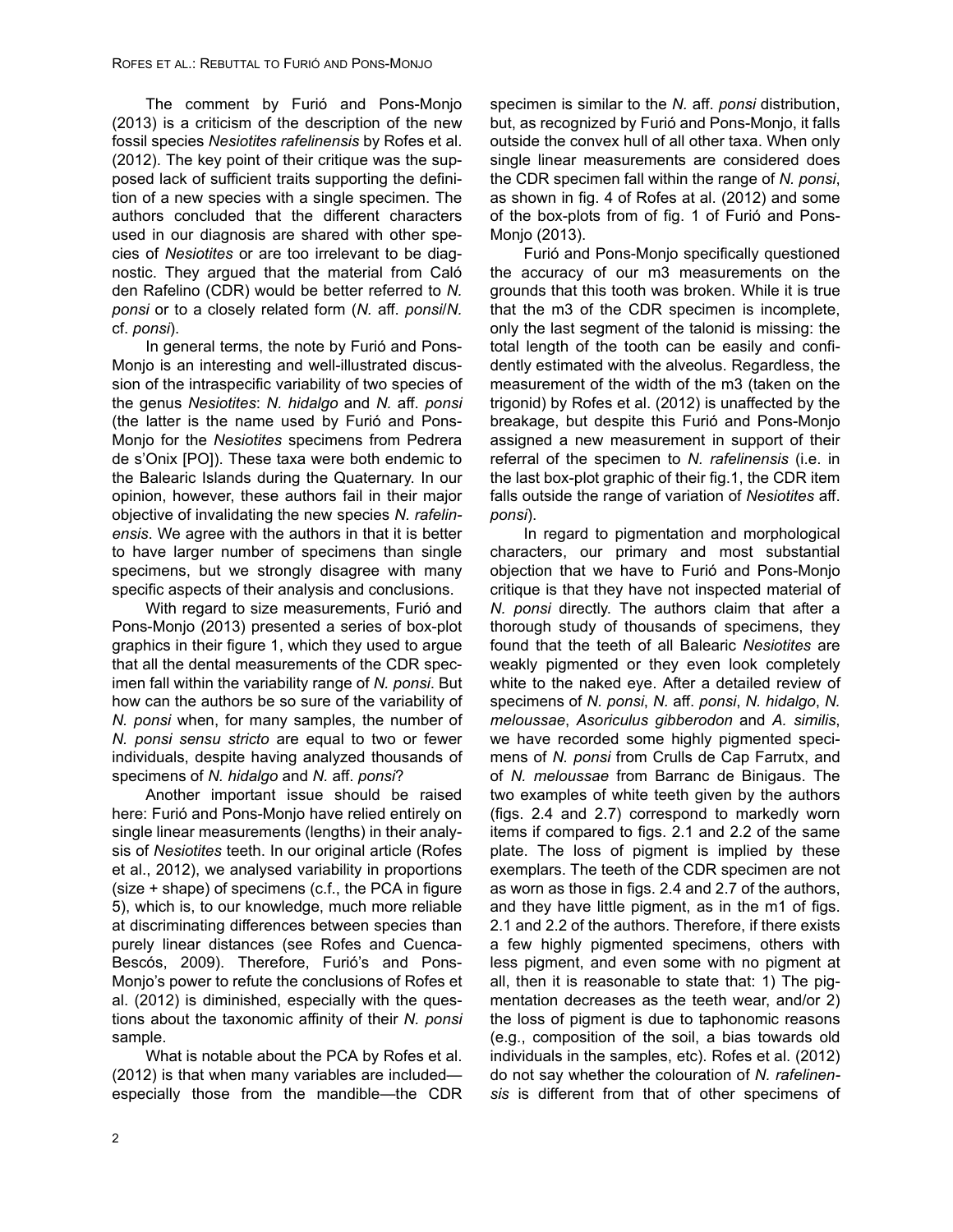The comment by Furió and Pons-Monjo (2013) is a criticism of the description of the new fossil species *Nesiotites rafelinensis* by Rofes et al. (2012). The key point of their critique was the supposed lack of sufficient traits supporting the definition of a new species with a single specimen. The authors concluded that the different characters used in our diagnosis are shared with other species of *Nesiotites* or are too irrelevant to be diagnostic. They argued that the material from Caló den Rafelino (CDR) would be better referred to *N. ponsi* or to a closely related form (*N.* aff. *ponsi*/*N.* cf. *ponsi*).

In general terms, the note by Furió and Pons-Monjo is an interesting and well-illustrated discussion of the intraspecific variability of two species of the genus *Nesiotites*: *N. hidalgo* and *N.* aff. *ponsi* (the latter is the name used by Furió and Pons-Monjo for the *Nesiotites* specimens from Pedrera de s'Onix [PO]). These taxa were both endemic to the Balearic Islands during the Quaternary. In our opinion, however, these authors fail in their major objective of invalidating the new species *N. rafelinensis*. We agree with the authors in that it is better to have larger number of specimens than single specimens, but we strongly disagree with many specific aspects of their analysis and conclusions.

With regard to size measurements, Furió and Pons-Monjo (2013) presented a series of box-plot graphics in their figure 1, which they used to argue that all the dental measurements of the CDR specimen fall within the variability range of *N. ponsi*. But how can the authors be so sure of the variability of *N. ponsi* when, for many samples, the number of *N. ponsi sensu stricto* are equal to two or fewer individuals, despite having analyzed thousands of specimens of *N. hidalgo* and *N.* aff. *ponsi*?

Another important issue should be raised here: Furió and Pons-Monjo have relied entirely on single linear measurements (lengths) in their analysis of *Nesiotites* teeth. In our original article (Rofes et al., 2012), we analysed variability in proportions (size + shape) of specimens (c.f., the PCA in figure 5), which is, to our knowledge, much more reliable at discriminating differences between species than purely linear distances (see Rofes and Cuenca-Bescós, 2009). Therefore, Furió's and Pons-Monjo's power to refute the conclusions of Rofes et al. (2012) is diminished, especially with the questions about the taxonomic affinity of their *N. ponsi* sample.

What is notable about the PCA by Rofes et al. (2012) is that when many variables are included—especially those from the mandible—the CDR specimen is similar to the *N.* aff. *ponsi* distribution, but, as recognized by Furió and Pons-Monjo, it falls outside the convex hull of all other taxa. When only single linear measurements are considered does the CDR specimen fall within the range of *N. ponsi*, as shown in fig. 4 of Rofes at al. (2012) and some of the box-plots from of fig. 1 of Furió and Pons-Monjo (2013).

Furió and Pons-Monjo specifically questioned the accuracy of our m3 measurements on the grounds that this tooth was broken. While it is true that the m3 of the CDR specimen is incomplete, only the last segment of the talonid is missing: the total length of the tooth can be easily and confidently estimated with the alveolus. Regardless, the measurement of the width of the m3 (taken on the trigonid) by Rofes et al. (2012) is unaffected by the breakage, but despite this Furió and Pons-Monjo assigned a new measurement in support of their referral of the specimen to *N. rafelinensis* (i.e. in the last box-plot graphic of their fig.1, the CDR item falls outside the range of variation of *Nesiotites* aff. *ponsi*).

In regard to pigmentation and morphological characters, our primary and most substantial objection that we have to Furió and Pons-Monjo critique is that they have not inspected material of *N. ponsi* directly. The authors claim that after a thorough study of thousands of specimens, they found that the teeth of all Balearic *Nesiotites* are weakly pigmented or they even look completely white to the naked eye. After a detailed review of specimens of *N. ponsi*, *N.* aff. *ponsi*, *N. hidalgo*, *N. meloussae*, *Asoriculus gibberodon* and *A. similis*, we have recorded some highly pigmented specimens of *N. ponsi* from Crulls de Cap Farrutx, and of *N. meloussae* from Barranc de Binigaus. The two examples of white teeth given by the authors (figs. 2.4 and 2.7) correspond to markedly worn items if compared to figs. 2.1 and 2.2 of the same plate. The loss of pigment is implied by these exemplars. The teeth of the CDR specimen are not as worn as those in figs. 2.4 and 2.7 of the authors, and they have little pigment, as in the m1 of figs. 2.1 and 2.2 of the authors. Therefore, if there exists a few highly pigmented specimens, others with less pigment, and even some with no pigment at all, then it is reasonable to state that: 1) The pigmentation decreases as the teeth wear, and/or 2) the loss of pigment is due to taphonomic reasons (e.g., composition of the soil, a bias towards old individuals in the samples, etc). Rofes et al. (2012) do not say whether the colouration of *N. rafelinensis* is different from that of other specimens of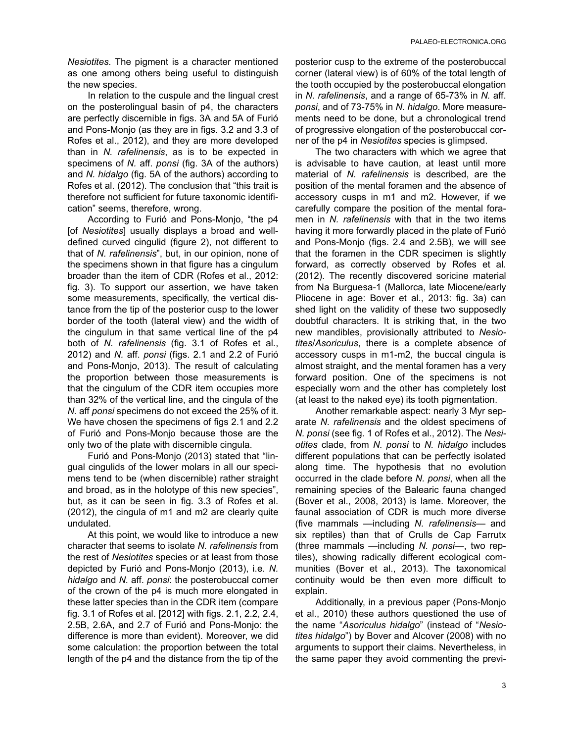*Nesiotites*. The pigment is a character mentioned as one among others being useful to distinguish the new species.

In relation to the cuspule and the lingual crest on the posterolingual basin of p4, the characters are perfectly discernible in figs. 3A and 5A of Furió and Pons-Monjo (as they are in figs. 3.2 and 3.3 of Rofes et al., 2012), and they are more developed than in *N. rafelinensis*, as is to be expected in specimens of *N.* aff. *ponsi* (fig. 3A of the authors) and *N. hidalgo* (fig. 5A of the authors) according to Rofes et al. (2012). The conclusion that "this trait is therefore not sufficient for future taxonomic identification" seems, therefore, wrong.

According to Furió and Pons-Monjo, "the p4 [of *Nesiotites*] usually displays a broad and well-defined curved cingulid (figure 2), not different to that of *N. rafelinensis*", but, in our opinion, none of the specimens shown in that figure has a cingulum broader than the item of CDR (Rofes et al., 2012: fig. 3). To support our assertion, we have taken some measurements, specifically, the vertical distance from the tip of the posterior cusp to the lower border of the tooth (lateral view) and the width of the cingulum in that same vertical line of the p4 both of *N. rafelinensis* (fig. 3.1 of Rofes et al., 2012) and *N.* aff. *ponsi* (figs. 2.1 and 2.2 of Furió and Pons-Monjo, 2013). The result of calculating the proportion between those measurements is that the cingulum of the CDR item occupies more than 32% of the vertical line, and the cingula of the *N.* aff *ponsi* specimens do not exceed the 25% of it. We have chosen the specimens of figs 2.1 and 2.2 of Furió and Pons-Monjo because those are the only two of the plate with discernible cingula.

Furió and Pons-Monjo (2013) stated that "lingual cingulids of the lower molars in all our specimens tend to be (when discernible) rather straight and broad, as in the holotype of this new species", but, as it can be seen in fig. 3.3 of Rofes et al. (2012), the cingula of m1 and m2 are clearly quite undulated.

At this point, we would like to introduce a new character that seems to isolate *N. rafelinensis* from the rest of *Nesiotites* species or at least from those depicted by Furió and Pons-Monjo (2013), i.e. *N. hidalgo* and *N.* aff. *ponsi*: the posterobuccal corner of the crown of the p4 is much more elongated in these latter species than in the CDR item (compare fig. 3.1 of Rofes et al. [2012] with figs. 2.1, 2.2, 2.4, 2.5B, 2.6A, and 2.7 of Furió and Pons-Monjo: the difference is more than evident). Moreover, we did some calculation: the proportion between the total length of the p4 and the distance from the tip of the posterior cusp to the extreme of the posterobuccal corner (lateral view) is of 60% of the total length of the tooth occupied by the posterobuccal elongation in *N. rafelinensis*, and a range of 65-73% in *N.* aff. *ponsi*, and of 73-75% in *N. hidalgo*. More measurements need to be done, but a chronological trend of progressive elongation of the posterobuccal corner of the p4 in *Nesiotites* species is glimpsed.

The two characters with which we agree that is advisable to have caution, at least until more material of *N. rafelinensis* is described, are the position of the mental foramen and the absence of accessory cusps in m1 and m2. However, if we carefully compare the position of the mental foramen in *N. rafelinensis* with that in the two items having it more forwardly placed in the plate of Furió and Pons-Monjo (figs. 2.4 and 2.5B), we will see that the foramen in the CDR specimen is slightly forward, as correctly observed by Rofes et al. (2012). The recently discovered soricine material from Na Burguesa-1 (Mallorca, late Miocene/early Pliocene in age: Bover et al., 2013: fig. 3a) can shed light on the validity of these two supposedly doubtful characters. It is striking that, in the two new mandibles, provisionally attributed to *Nesiotites*/*Asoriculus*, there is a complete absence of accessory cusps in m1-m2, the buccal cingula is almost straight, and the mental foramen has a very forward position. One of the specimens is not especially worn and the other has completely lost (at least to the naked eye) its tooth pigmentation.

Another remarkable aspect: nearly 3 Myr separate *N. rafelinensis* and the oldest specimens of *N. ponsi* (see fig. 1 of Rofes et al., 2012). The *Nesiotites* clade, from *N. ponsi* to *N. hidalgo* includes different populations that can be perfectly isolated along time. The hypothesis that no evolution occurred in the clade before *N. ponsi*, when all the remaining species of the Balearic fauna changed (Bover et al., 2008, 2013) is lame. Moreover, the faunal association of CDR is much more diverse (five mammals —including *N. rafelinensis*— and six reptiles) than that of Crulls de Cap Farrutx (three mammals —including *N. ponsi*—, two reptiles), showing radically different ecological communities (Bover et al., 2013). The taxonomical continuity would be then even more difficult to explain.

Additionally, in a previous paper (Pons-Monjo et al., 2010) these authors questioned the use of the name "*Asoriculus hidalgo*" (instead of "*Nesiotites hidalgo*") by Bover and Alcover (2008) with no arguments to support their claims. Nevertheless, in the same paper they avoid commenting the previ-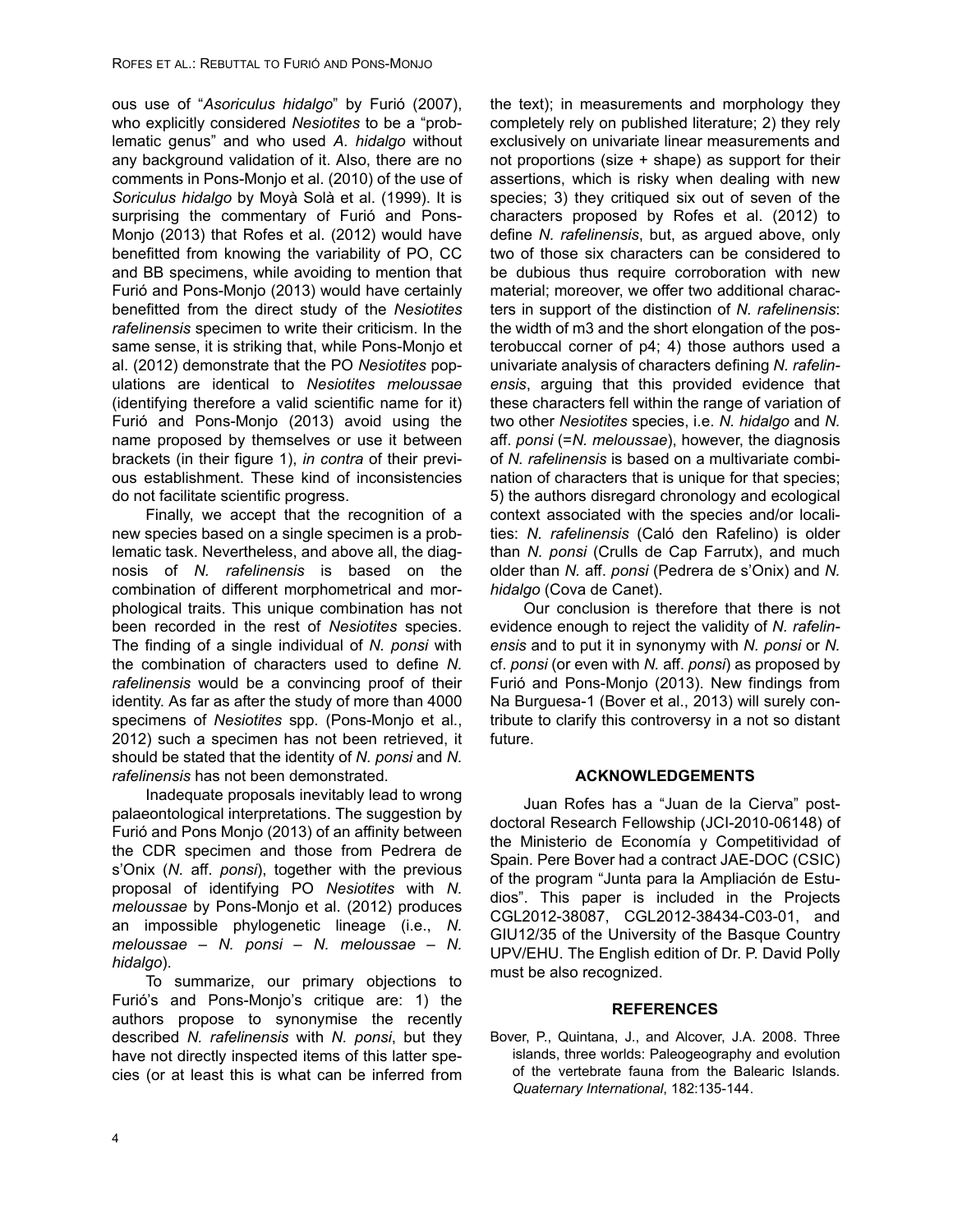ous use of "*Asoriculus hidalgo*" by Furió (2007), who explicitly considered *Nesiotites* to be a "problematic genus" and who used *A. hidalgo* without any background validation of it. Also, there are no comments in Pons-Monjo et al. (2010) of the use of *Soriculus hidalgo* by Moyà Solà et al. (1999). It is surprising the commentary of Furió and Pons-Monjo (2013) that Rofes et al. (2012) would have benefitted from knowing the variability of PO, CC and BB specimens, while avoiding to mention that Furió and Pons-Monjo (2013) would have certainly benefitted from the direct study of the *Nesiotites rafelinensis* specimen to write their criticism. In the same sense, it is striking that, while Pons-Monjo et al. (2012) demonstrate that the PO *Nesiotites* populations are identical to *Nesiotites meloussae* (identifying therefore a valid scientific name for it) Furió and Pons-Monjo (2013) avoid using the name proposed by themselves or use it between brackets (in their figure 1), *in contra* of their previous establishment. These kind of inconsistencies do not facilitate scientific progress.

Finally, we accept that the recognition of a new species based on a single specimen is a problematic task. Nevertheless, and above all, the diagnosis of *N. rafelinensis* is based on the combination of different morphometrical and morphological traits. This unique combination has not been recorded in the rest of *Nesiotites* species. The finding of a single individual of *N. ponsi* with the combination of characters used to define *N. rafelinensis* would be a convincing proof of their identity. As far as after the study of more than 4000 specimens of *Nesiotites* spp. (Pons-Monjo et al., 2012) such a specimen has not been retrieved, it should be stated that the identity of *N. ponsi* and *N. rafelinensis* has not been demonstrated.

Inadequate proposals inevitably lead to wrong palaeontological interpretations. The suggestion by Furió and Pons Monjo (2013) of an affinity between the CDR specimen and those from Pedrera de s'Onix (*N.* aff. *ponsi*), together with the previous proposal of identifying PO *Nesiotites* with *N. meloussae* by Pons-Monjo et al. (2012) produces an impossible phylogenetic lineage (i.e., *N. meloussae* – *N. ponsi* – *N. meloussae* – *N. hidalgo*).

To summarize, our primary objections to Furió's and Pons-Monjo's critique are: 1) the authors propose to synonymise the recently described *N. rafelinensis* with *N. ponsi*, but they have not directly inspected items of this latter species (or at least this is what can be inferred from the text); in measurements and morphology they completely rely on published literature; 2) they rely exclusively on univariate linear measurements and not proportions (size + shape) as support for their assertions, which is risky when dealing with new species; 3) they critiqued six out of seven of the characters proposed by Rofes et al. (2012) to define *N. rafelinensis*, but, as argued above, only two of those six characters can be considered to be dubious thus require corroboration with new material; moreover, we offer two additional characters in support of the distinction of *N. rafelinensis*: the width of m3 and the short elongation of the posterobuccal corner of p4; 4) those authors used a univariate analysis of characters defining *N. rafelinensis*, arguing that this provided evidence that these characters fell within the range of variation of two other *Nesiotites* species, i.e. *N. hidalgo* and *N.* aff. *ponsi* (=*N. meloussae*), however, the diagnosis of *N. rafelinensis* is based on a multivariate combination of characters that is unique for that species; 5) the authors disregard chronology and ecological context associated with the species and/or localities: *N. rafelinensis* (Caló den Rafelino) is older than *N. ponsi* (Crulls de Cap Farrutx), and much older than *N.* aff. *ponsi* (Pedrera de s'Onix) and *N. hidalgo* (Cova de Canet).

Our conclusion is therefore that there is not evidence enough to reject the validity of *N. rafelinensis* and to put it in synonymy with *N. ponsi* or *N.* cf. *ponsi* (or even with *N.* aff. *ponsi*) as proposed by Furió and Pons-Monjo (2013). New findings from Na Burguesa-1 (Bover et al., 2013) will surely contribute to clarify this controversy in a not so distant future.

## ACKNOWLEDGEMENTS

Juan Rofes has a "Juan de la Cierva" postdoctoral Research Fellowship (JCI-2010-06148) of the Ministerio de Economía y Competitividad of Spain. Pere Bover had a contract JAE-DOC (CSIC) of the program "Junta para la Ampliación de Estudios". This paper is included in the Projects CGL2012-38087, CGL2012-38434-C03-01, and GIU12/35 of the University of the Basque Country UPV/EHU. The English edition of Dr. P. David Polly must be also recognized.

## REFERENCES

Bover, P., Quintana, J., and Alcover, J.A. 2008. Three islands, three worlds: Paleogeography and evolution of the vertebrate fauna from the Balearic Islands. *Quaternary International*, 182:135-144.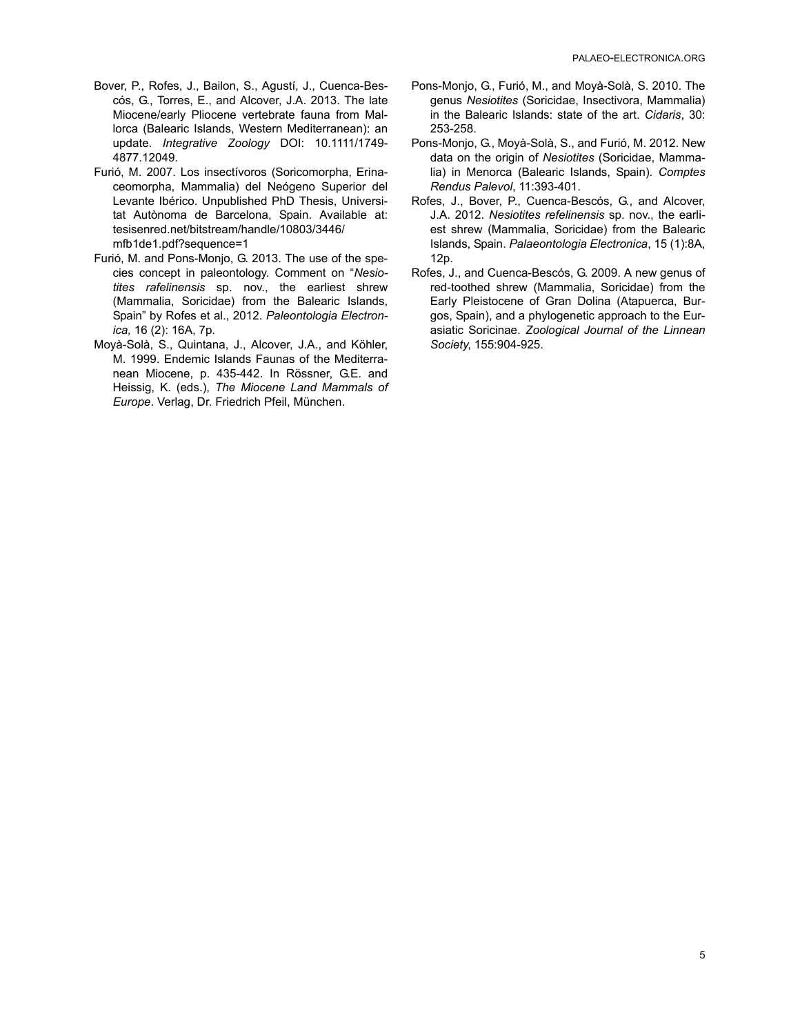Bover, P., Rofes, J., Bailon, S., Agustí, J., Cuenca-Bescós, G., Torres, E., and Alcover, J.A. 2013. The late Miocene/early Pliocene vertebrate fauna from Mallorca (Balearic Islands, Western Mediterranean): an update. *Integrative Zoology* DOI: 10.1111/1749-4877.12049.

Furió, M. 2007. Los insectívoros (Soricomorpha, Erinaceomorpha, Mammalia) del Neógeno Superior del Levante Ibérico. Unpublished PhD Thesis, Universitat Autònoma de Barcelona, Spain. Available at: tesisenred.net/bitstream/handle/10803/3446/mfb1de1.pdf?sequence=1

Furió, M. and Pons-Monjo, G. 2013. The use of the species concept in paleontology. Comment on "*Nesiotites rafelinensis* sp. nov., the earliest shrew (Mammalia, Soricidae) from the Balearic Islands, Spain" by Rofes et al., 2012. *Paleontologia Electronica,* 16 (2): 16A, 7p.

Moyà-Solà, S., Quintana, J., Alcover, J.A., and Köhler, M. 1999. Endemic Islands Faunas of the Mediterranean Miocene, p. 435-442. In Rössner, G.E. and Heissig, K. (eds.), *The Miocene Land Mammals of Europe*. Verlag, Dr. Friedrich Pfeil, München.

Pons-Monjo, G., Furió, M., and Moyà-Solà, S. 2010. The genus *Nesiotites* (Soricidae, Insectivora, Mammalia) in the Balearic Islands: state of the art. *Cidaris*, 30: 253-258.

Pons-Monjo, G., Moyà-Solà, S., and Furió, M. 2012. New data on the origin of *Nesiotites* (Soricidae, Mammalia) in Menorca (Balearic Islands, Spain). *Comptes Rendus Palevol*, 11:393-401.

Rofes, J., Bover, P., Cuenca-Bescós, G., and Alcover, J.A. 2012. *Nesiotites refelinensis* sp. nov., the earliest shrew (Mammalia, Soricidae) from the Balearic Islands, Spain. *Palaeontologia Electronica*, 15 (1):8A, 12p.

Rofes, J., and Cuenca-Bescós, G. 2009. A new genus of red-toothed shrew (Mammalia, Soricidae) from the Early Pleistocene of Gran Dolina (Atapuerca, Burgos, Spain), and a phylogenetic approach to the Eurasiatic Soricinae. *Zoological Journal of the Linnean Society*, 155:904-925.